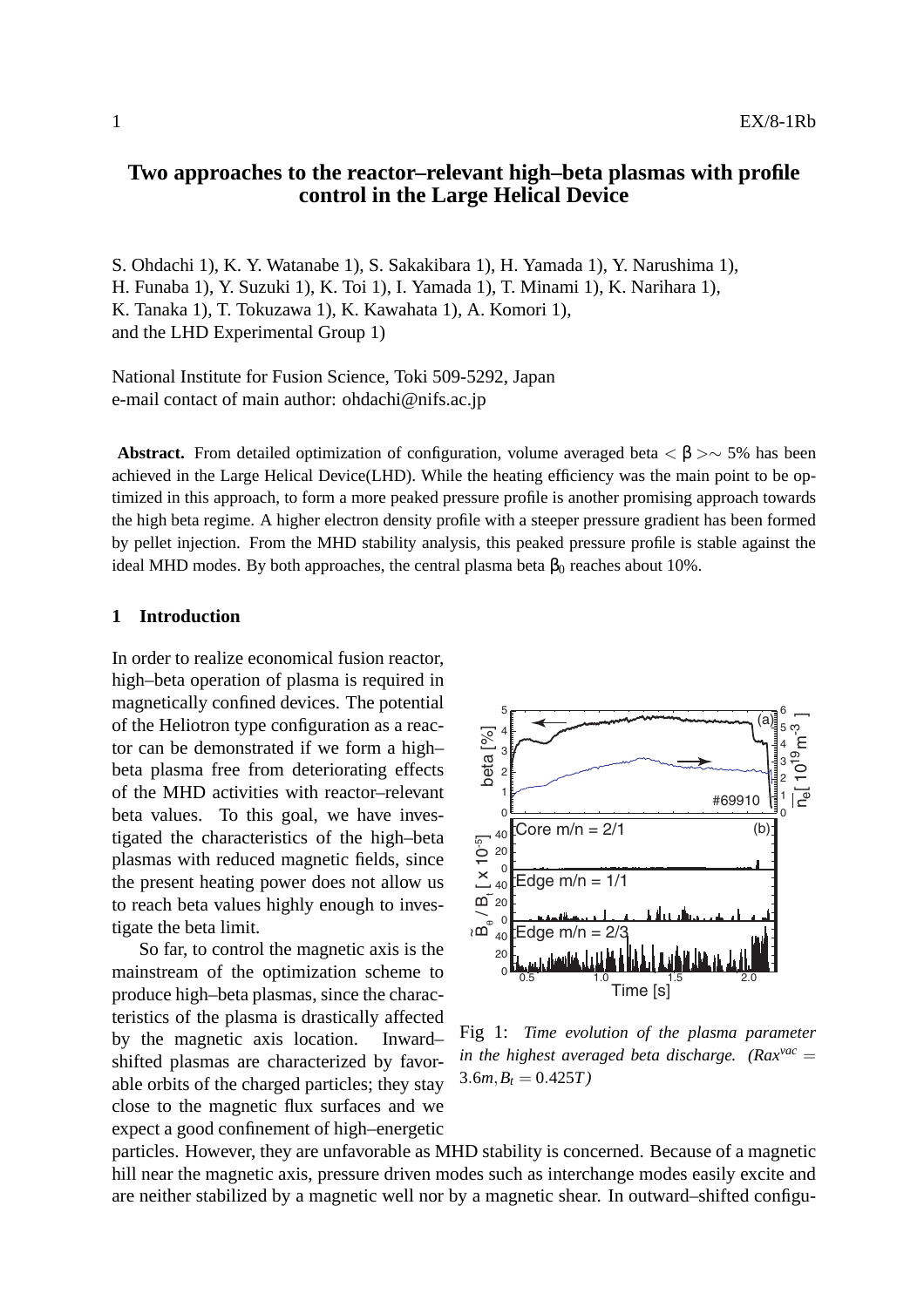# Two approaches to the reactor–relevant high–beta plasmas with profile control in the Large Helical Device

S. Ohdachi 1), K. Y. Watanabe 1), S. Sakakibara 1), H. Yamada 1), Y. Narushima 1), H. Funaba 1), Y. Suzuki 1), K. Toi 1), I. Yamada 1), T. Minami 1), K. Narihara 1), K. Tanaka 1), T. Tokuzawa 1), K. Kawahata 1), A. Komori 1), and the LHD Experimental Group 1)

National Institute for Fusion Science, Toki 509-5292, Japan
e-mail contact of main author: ohdachi@nifs.ac.jp

**Abstract.** From detailed optimization of configuration, volume averaged beta $<\beta>\sim$ 5% has been achieved in the Large Helical Device(LHD). While the heating efficiency was the main point to be optimized in this approach, to form a more peaked pressure profile is another promising approach towards the high beta regime. A higher electron density profile with a steeper pressure gradient has been formed by pellet injection. From the MHD stability analysis, this peaked pressure profile is stable against the ideal MHD modes. By both approaches, the central plasma beta $\beta_0$ reaches about 10%.

## 1 Introduction

In order to realize economical fusion reactor, high–beta operation of plasma is required in magnetically confined devices. The potential of the Heliotron type configuration as a reactor can be demonstrated if we form a high–beta plasma free from deteriorating effects of the MHD activities with reactor–relevant beta values. To this goal, we have investigated the characteristics of the high–beta plasmas with reduced magnetic fields, since the present heating power does not allow us to reach beta values highly enough to investigate the beta limit.

So far, to control the magnetic axis is the mainstream of the optimization scheme to produce high–beta plasmas, since the characteristics of the plasma is drastically affected by the magnetic axis location. Inward–shifted plasmas are characterized by favorable orbits of the charged particles; they stay close to the magnetic flux surfaces and we expect a good confinement of high–energetic particles. However, they are unfavorable as MHD stability is concerned. Because of a magnetic hill near the magnetic axis, pressure driven modes such as interchange modes easily excite and are neither stabilized by a magnetic well nor by a magnetic shear. In outward–shifted configu-

Fig 1: *Time evolution of the plasma parameter in the highest averaged beta discharge.* ($Rax^{vac} = 3.6m, B_t = 0.425T$)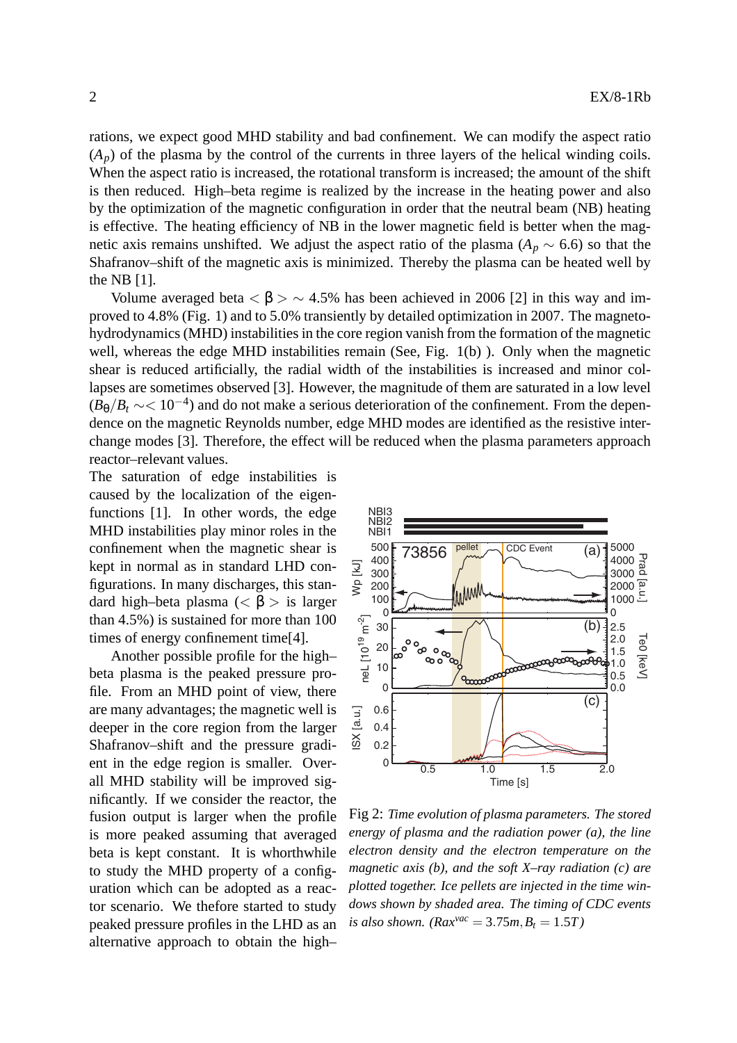rations, we expect good MHD stability and bad confinement. We can modify the aspect ratio ($A_p$) of the plasma by the control of the currents in three layers of the helical winding coils. When the aspect ratio is increased, the rotational transform is increased; the amount of the shift is then reduced. High–beta regime is realized by the increase in the heating power and also by the optimization of the magnetic configuration in order that the neutral beam (NB) heating is effective. The heating efficiency of NB in the lower magnetic field is better when the magnetic axis remains unshifted. We adjust the aspect ratio of the plasma ($A_p \sim 6.6$) so that the Shafranov–shift of the magnetic axis is minimized. Thereby the plasma can be heated well by the NB [1].

Volume averaged beta $<\beta> \sim 4.5\%$ has been achieved in 2006 [2] in this way and improved to 4.8% (Fig. 1) and to 5.0% transiently by detailed optimization in 2007. The magnetohydrodynamics (MHD) instabilities in the core region vanish from the formation of the magnetic well, whereas the edge MHD instabilities remain (See, Fig. 1(b) ). Only when the magnetic shear is reduced artificially, the radial width of the instabilities is increased and minor collapses are sometimes observed [3]. However, the magnitude of them are saturated in a low level ($B_\theta/B_t \sim< 10^{-4}$) and do not make a serious deterioration of the confinement. From the dependence on the magnetic Reynolds number, edge MHD modes are identified as the resistive interchange modes [3]. Therefore, the effect will be reduced when the plasma parameters approach reactor–relevant values.

The saturation of edge instabilities is caused by the localization of the eigenfunctions [1]. In other words, the edge MHD instabilities play minor roles in the confinement when the magnetic shear is kept in normal as in standard LHD configurations. In many discharges, this standard high–beta plasma ($<\beta>$ is larger than 4.5%) is sustained for more than 100 times of energy confinement time[4].

Another possible profile for the high–beta plasma is the peaked pressure profile. From an MHD point of view, there are many advantages; the magnetic well is deeper in the core region from the larger Shafranov–shift and the pressure gradient in the edge region is smaller. Overall MHD stability will be improved significantly. If we consider the reactor, the fusion output is larger when the profile is more peaked assuming that averaged beta is kept constant. It is whorthwhile to study the MHD property of a configuration which can be adopted as a reactor scenario. We thefore started to study peaked pressure profiles in the LHD as an alternative approach to obtain the high–

Fig 2: *Time evolution of plasma parameters. The stored energy of plasma and the radiation power (a), the line electron density and the electron temperature on the magnetic axis (b), and the soft X–ray radiation (c) are plotted together. Ice pellets are injected in the time windows shown by shaded area. The timing of CDC events is also shown.* ($Rax^{vac} = 3.75m, B_t = 1.5T$)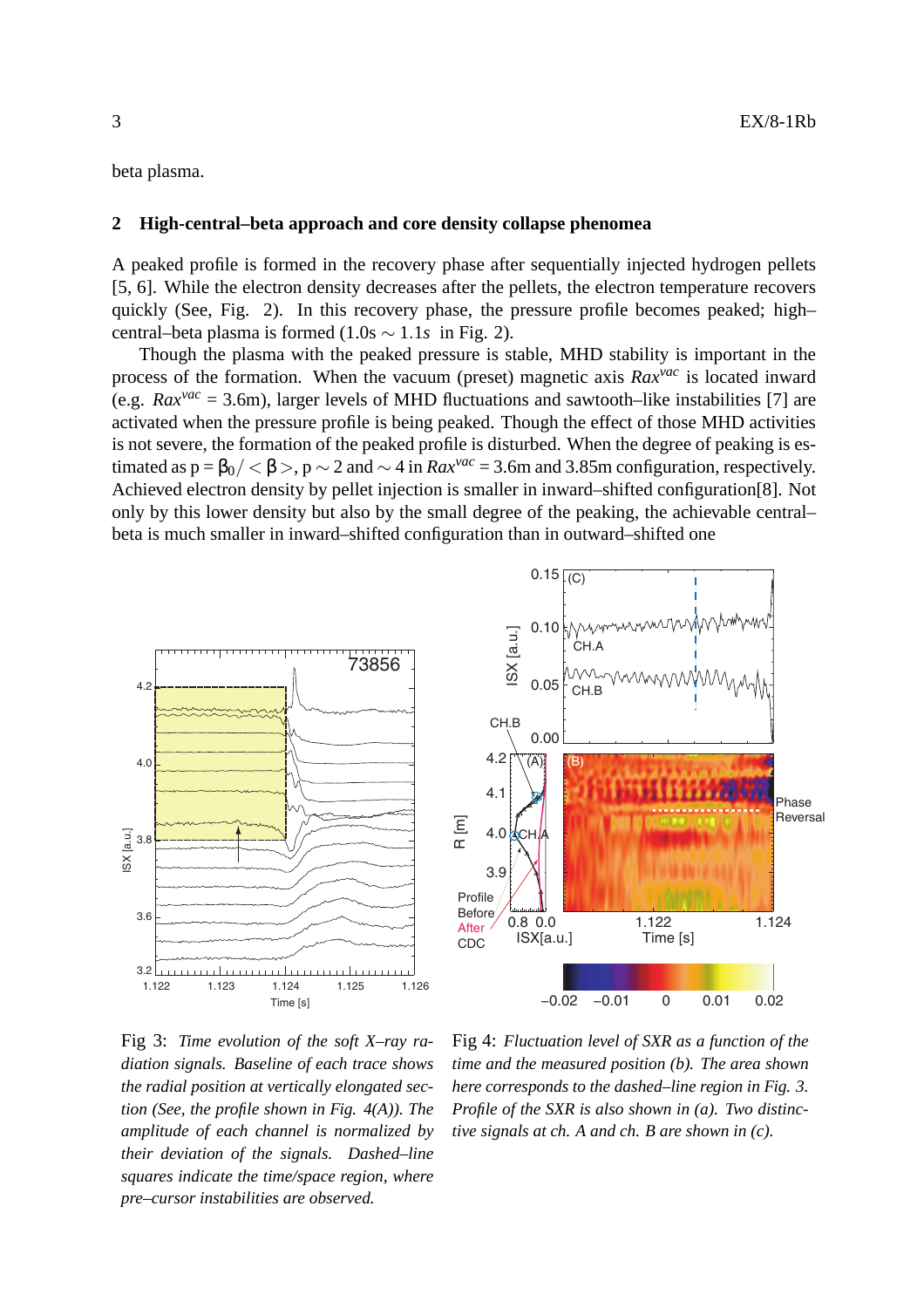beta plasma.

## 2 High-central–beta approach and core density collapse phenomea

A peaked profile is formed in the recovery phase after sequentially injected hydrogen pellets [5, 6]. While the electron density decreases after the pellets, the electron temperature recovers quickly (See, Fig. 2). In this recovery phase, the pressure profile becomes peaked; high–central–beta plasma is formed (1.0s $\sim$ 1.1*s* in Fig. 2).

Though the plasma with the peaked pressure is stable, MHD stability is important in the process of the formation. When the vacuum (preset) magnetic axis $Rax^{vac}$ is located inward (e.g. $Rax^{vac}$ = 3.6m), larger levels of MHD fluctuations and sawtooth–like instabilities [7] are activated when the pressure profile is being peaked. Though the effect of those MHD activities is not severe, the formation of the peaked profile is disturbed. When the degree of peaking is estimated as $p = \beta_0 / < \beta >$, $p \sim 2$ and $\sim 4$ in $Rax^{vac}$ = 3.6m and 3.85m configuration, respectively. Achieved electron density by pellet injection is smaller in inward–shifted configuration[8]. Not only by this lower density but also by the small degree of the peaking, the achievable central–beta is much smaller in inward–shifted configuration than in outward–shifted one

Fig 3: *Time evolution of the soft X–ray radiation signals. Baseline of each trace shows the radial position at vertically elongated section (See, the profile shown in Fig. 4(A)). The amplitude of each channel is normalized by their deviation of the signals. Dashed–line squares indicate the time/space region, where pre–cursor instabilities are observed.*

Fig 4: *Fluctuation level of SXR as a function of the time and the measured position (b). The area shown here corresponds to the dashed–line region in Fig. 3. Profile of the SXR is also shown in (a). Two distinctive signals at ch. A and ch. B are shown in (c).*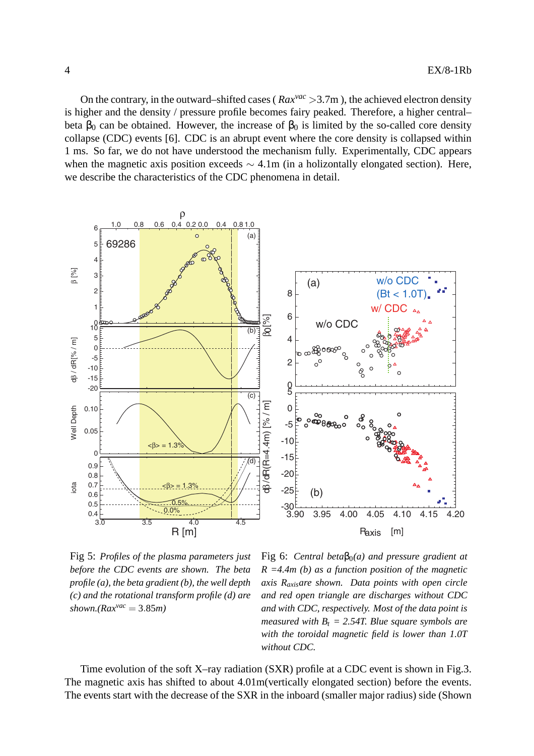On the contrary, in the outward–shifted cases ( $Rax^{vac}$ >3.7m ), the achieved electron density is higher and the density / pressure profile becomes fairy peaked. Therefore, a higher central–beta $\beta_0$ can be obtained. However, the increase of $\beta_0$ is limited by the so-called core density collapse (CDC) events [6]. CDC is an abrupt event where the core density is collapsed within 1 ms. So far, we do not have understood the mechanism fully. Experimentally, CDC appears when the magnetic axis position exceeds $\sim$ 4.1m (in a holizontally elongated section). Here, we describe the characteristics of the CDC phenomena in detail.

Fig 5: *Profiles of the plasma parameters just before the CDC events are shown. The beta profile (a), the beta gradient (b), the well depth (c) and the rotational transform profile (d) are shown.(*$Rax^{vac} = 3.85$*m)*

Fig 6: *Central beta*$\beta_0$*(a) and pressure gradient at R =4.4m (b) as a function position of the magnetic axis* $R_{axis}$ *are shown. Data points with open circle and red open triangle are discharges without CDC and with CDC, respectively. Most of the data point is measured with* $B_t$ *= 2.54T. Blue square symbols are with the toroidal magnetic field is lower than 1.0T without CDC.*

Time evolution of the soft X–ray radiation (SXR) profile at a CDC event is shown in Fig.3. The magnetic axis has shifted to about 4.01m(vertically elongated section) before the events. The events start with the decrease of the SXR in the inboard (smaller major radius) side (Shown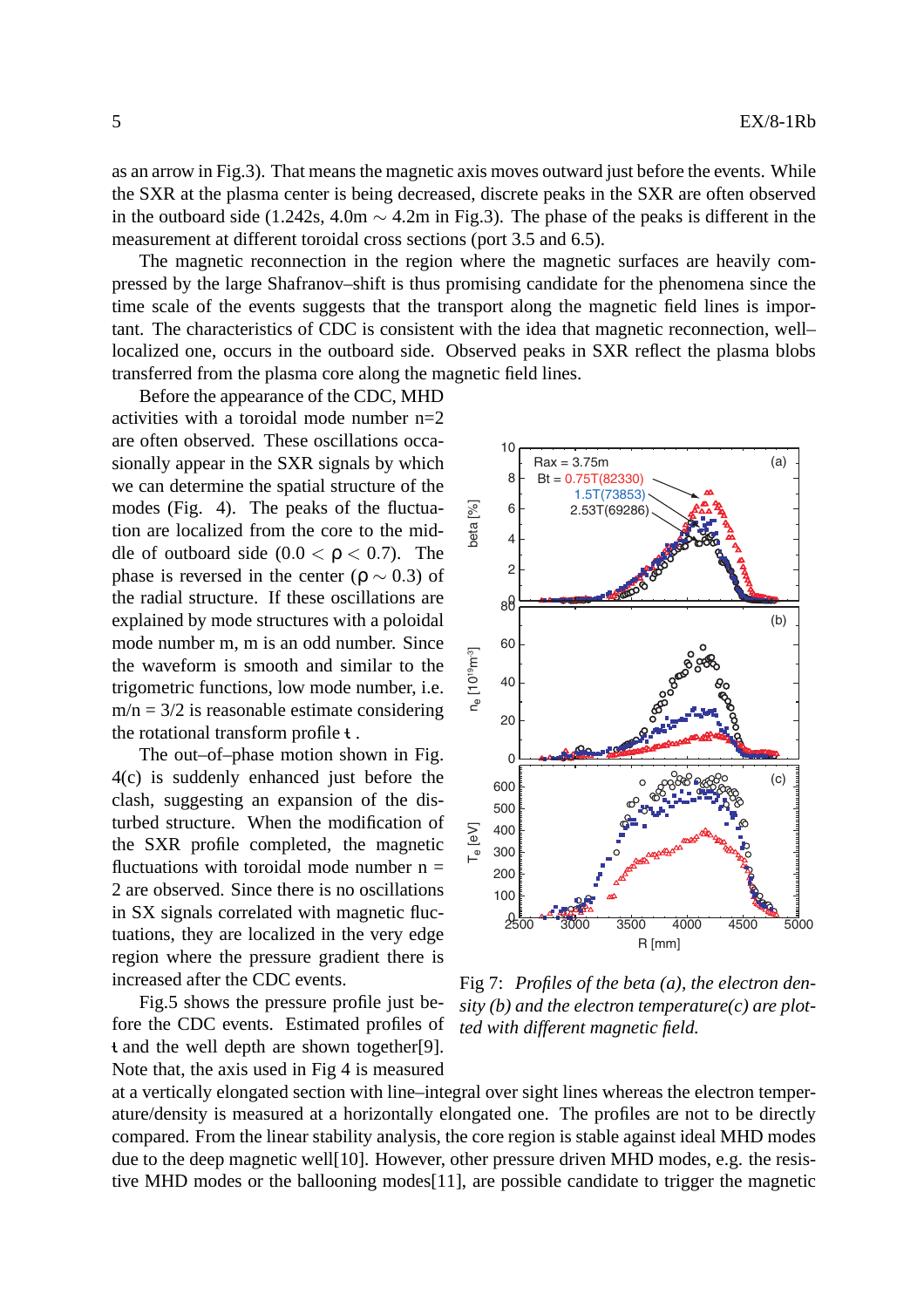as an arrow in Fig.3). That means the magnetic axis moves outward just before the events. While the SXR at the plasma center is being decreased, discrete peaks in the SXR are often observed in the outboard side (1.242s, 4.0m $\sim$ 4.2m in Fig.3). The phase of the peaks is different in the measurement at different toroidal cross sections (port 3.5 and 6.5).

The magnetic reconnection in the region where the magnetic surfaces are heavily compressed by the large Shafranov–shift is thus promising candidate for the phenomena since the time scale of the events suggests that the transport along the magnetic field lines is important. The characteristics of CDC is consistent with the idea that magnetic reconnection, well–localized one, occurs in the outboard side. Observed peaks in SXR reflect the plasma blobs transferred from the plasma core along the magnetic field lines.

Before the appearance of the CDC, MHD activities with a toroidal mode number n=2 are often observed. These oscillations occasionally appear in the SXR signals by which we can determine the spatial structure of the modes (Fig. 4). The peaks of the fluctuation are localized from the core to the middle of outboard side ($0.0 < \rho < 0.7$). The phase is reversed in the center ($\rho \sim 0.3$) of the radial structure. If these oscillations are explained by mode structures with a poloidal mode number m, m is an odd number. Since the waveform is smooth and similar to the trigometric functions, low mode number, i.e. m/n = 3/2 is reasonable estimate considering the rotational transform profile $\iota$ .

The out–of–phase motion shown in Fig. 4(c) is suddenly enhanced just before the clash, suggesting an expansion of the disturbed structure. When the modification of the SXR profile completed, the magnetic fluctuations with toroidal mode number n = 2 are observed. Since there is no oscillations in SX signals correlated with magnetic fluctuations, they are localized in the very edge region where the pressure gradient there is increased after the CDC events.

Fig.5 shows the pressure profile just before the CDC events. Estimated profiles of $\iota$ and the well depth are shown together[9]. Note that, the axis used in Fig 4 is measured at a vertically elongated section with line–integral over sight lines whereas the electron temperature/density is measured at a horizontally elongated one. The profiles are not to be directly compared. From the linear stability analysis, the core region is stable against ideal MHD modes due to the deep magnetic well[10]. However, other pressure driven MHD modes, e.g. the resistive MHD modes or the ballooning modes[11], are possible candidate to trigger the magnetic

Fig 7: *Profiles of the beta (a), the electron density (b) and the electron temperature(c) are plotted with different magnetic field.*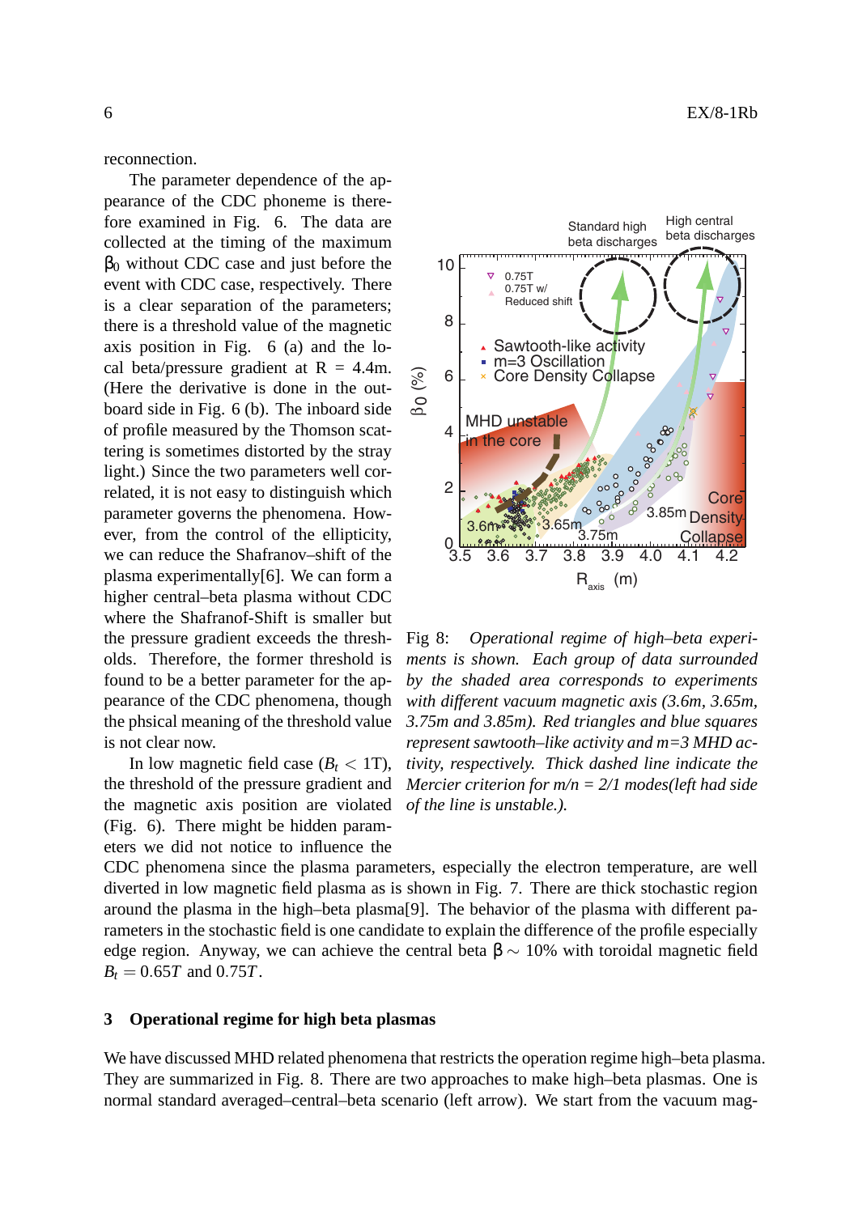reconnection.

The parameter dependence of the appearance of the CDC phoneme is therefore examined in Fig. 6. The data are collected at the timing of the maximum $\beta_0$ without CDC case and just before the event with CDC case, respectively. There is a clear separation of the parameters; there is a threshold value of the magnetic axis position in Fig. 6 (a) and the local beta/pressure gradient at R = 4.4m. (Here the derivative is done in the outboard side in Fig. 6 (b). The inboard side of profile measured by the Thomson scattering is sometimes distorted by the stray light.) Since the two parameters well correlated, it is not easy to distinguish which parameter governs the phenomena. However, from the control of the ellipticity, we can reduce the Shafranov–shift of the plasma experimentally[6]. We can form a higher central–beta plasma without CDC where the Shafranof-Shift is smaller but the pressure gradient exceeds the thresholds. Therefore, the former threshold is found to be a better parameter for the appearance of the CDC phenomena, though the phsical meaning of the threshold value is not clear now.

In low magnetic field case ($B_t < 1$T), the threshold of the pressure gradient and the magnetic axis position are violated (Fig. 6). There might be hidden parameters we did not notice to influence the CDC phenomena since the plasma parameters, especially the electron temperature, are well diverted in low magnetic field plasma as is shown in Fig. 7. There are thick stochastic region around the plasma in the high–beta plasma[9]. The behavior of the plasma with different parameters in the stochastic field is one candidate to explain the difference of the profile especially edge region. Anyway, we can achieve the central beta $\beta \sim 10\%$ with toroidal magnetic field $B_t = 0.65T$ and $0.75T$.

Fig 8: *Operational regime of high–beta experiments is shown. Each group of data surrounded by the shaded area corresponds to experiments with different vacuum magnetic axis (3.6m, 3.65m, 3.75m and 3.85m). Red triangles and blue squares represent sawtooth–like activity and m=3 MHD activity, respectively. Thick dashed line indicate the Mercier criterion for m/n = 2/1 modes(left had side of the line is unstable.).*

## 3 Operational regime for high beta plasmas

We have discussed MHD related phenomena that restricts the operation regime high–beta plasma. They are summarized in Fig. 8. There are two approaches to make high–beta plasmas. One is normal standard averaged–central–beta scenario (left arrow). We start from the vacuum mag-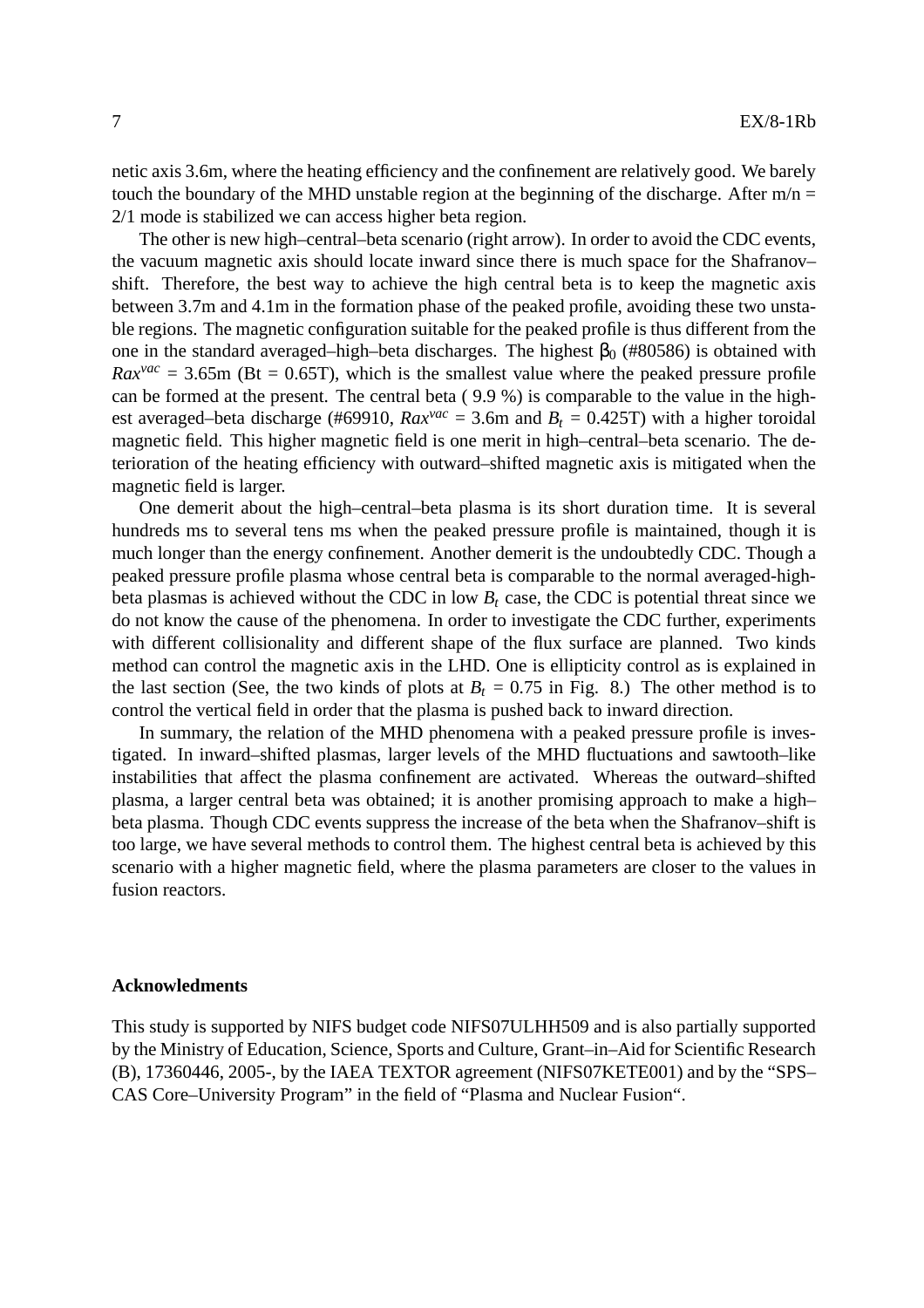netic axis 3.6m, where the heating efficiency and the confinement are relatively good. We barely touch the boundary of the MHD unstable region at the beginning of the discharge. After m/n = 2/1 mode is stabilized we can access higher beta region.

The other is new high–central–beta scenario (right arrow). In order to avoid the CDC events, the vacuum magnetic axis should locate inward since there is much space for the Shafranov–shift. Therefore, the best way to achieve the high central beta is to keep the magnetic axis between 3.7m and 4.1m in the formation phase of the peaked profile, avoiding these two unstable regions. The magnetic configuration suitable for the peaked profile is thus different from the one in the standard averaged–high–beta discharges. The highest $\beta_0$ (#80586) is obtained with $Rax^{vac}$ = 3.65m (Bt = 0.65T), which is the smallest value where the peaked pressure profile can be formed at the present. The central beta ( 9.9 %) is comparable to the value in the highest averaged–beta discharge (#69910, $Rax^{vac}$ = 3.6m and $B_t$ = 0.425T) with a higher toroidal magnetic field. This higher magnetic field is one merit in high–central–beta scenario. The deterioration of the heating efficiency with outward–shifted magnetic axis is mitigated when the magnetic field is larger.

One demerit about the high–central–beta plasma is its short duration time. It is several hundreds ms to several tens ms when the peaked pressure profile is maintained, though it is much longer than the energy confinement. Another demerit is the undoubtedly CDC. Though a peaked pressure profile plasma whose central beta is comparable to the normal averaged-high-beta plasmas is achieved without the CDC in low $B_t$ case, the CDC is potential threat since we do not know the cause of the phenomena. In order to investigate the CDC further, experiments with different collisionality and different shape of the flux surface are planned. Two kinds method can control the magnetic axis in the LHD. One is ellipticity control as is explained in the last section (See, the two kinds of plots at $B_t$ = 0.75 in Fig. 8.) The other method is to control the vertical field in order that the plasma is pushed back to inward direction.

In summary, the relation of the MHD phenomena with a peaked pressure profile is investigated. In inward–shifted plasmas, larger levels of the MHD fluctuations and sawtooth–like instabilities that affect the plasma confinement are activated. Whereas the outward–shifted plasma, a larger central beta was obtained; it is another promising approach to make a high–beta plasma. Though CDC events suppress the increase of the beta when the Shafranov–shift is too large, we have several methods to control them. The highest central beta is achieved by this scenario with a higher magnetic field, where the plasma parameters are closer to the values in fusion reactors.

## Acknowledments

This study is supported by NIFS budget code NIFS07ULHH509 and is also partially supported by the Ministry of Education, Science, Sports and Culture, Grant–in–Aid for Scientific Research (B), 17360446, 2005-, by the IAEA TEXTOR agreement (NIFS07KETE001) and by the "SPS–CAS Core–University Program" in the field of "Plasma and Nuclear Fusion".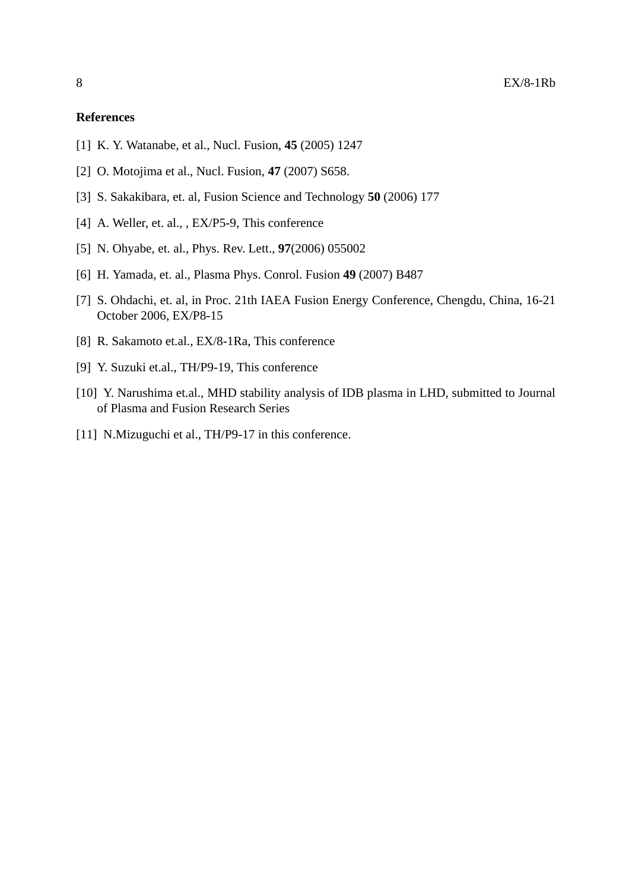## References

[1] K. Y. Watanabe, et al., Nucl. Fusion, **45** (2005) 1247

[2] O. Motojima et al., Nucl. Fusion, **47** (2007) S658.

[3] S. Sakakibara, et. al, Fusion Science and Technology **50** (2006) 177

[4] A. Weller, et. al., , EX/P5-9, This conference

[5] N. Ohyabe, et. al., Phys. Rev. Lett., **97**(2006) 055002

[6] H. Yamada, et. al., Plasma Phys. Conrol. Fusion **49** (2007) B487

[7] S. Ohdachi, et. al, in Proc. 21th IAEA Fusion Energy Conference, Chengdu, China, 16-21 October 2006, EX/P8-15

[8] R. Sakamoto et.al., EX/8-1Ra, This conference

[9] Y. Suzuki et.al., TH/P9-19, This conference

[10] Y. Narushima et.al., MHD stability analysis of IDB plasma in LHD, submitted to Journal of Plasma and Fusion Research Series

[11] N.Mizuguchi et al., TH/P9-17 in this conference.